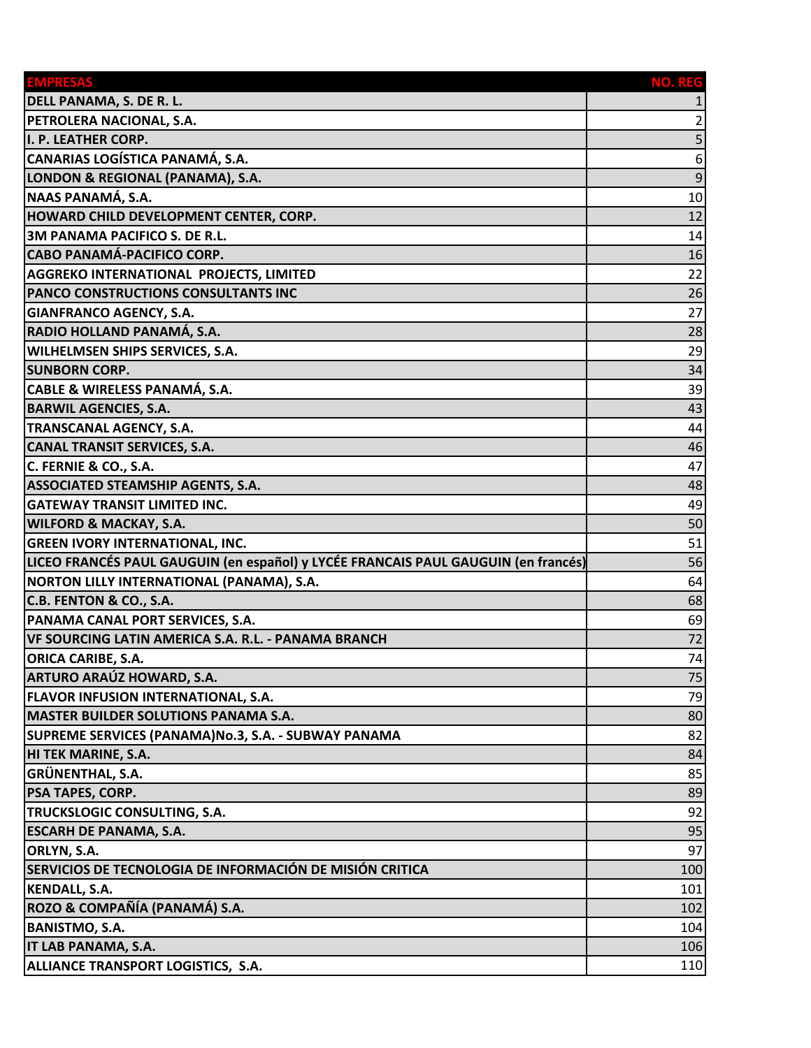| EMPRESAS | NO. REG |
|---|---|
| DELL PANAMA, S. DE R. L. | 1 |
| PETROLERA NACIONAL, S.A. | 2 |
| I. P. LEATHER CORP. | 5 |
| CANARIAS LOGÍSTICA PANAMÁ, S.A. | 6 |
| LONDON & REGIONAL (PANAMA), S.A. | 9 |
| NAAS PANAMÁ, S.A. | 10 |
| HOWARD CHILD DEVELOPMENT CENTER, CORP. | 12 |
| 3M PANAMA PACIFICO S. DE R.L. | 14 |
| CABO PANAMÁ-PACIFICO CORP. | 16 |
| AGGREKO INTERNATIONAL  PROJECTS, LIMITED | 22 |
| PANCO CONSTRUCTIONS CONSULTANTS INC | 26 |
| GIANFRANCO AGENCY, S.A. | 27 |
| RADIO HOLLAND PANAMÁ, S.A. | 28 |
| WILHELMSEN SHIPS SERVICES, S.A. | 29 |
| SUNBORN CORP. | 34 |
| CABLE & WIRELESS PANAMÁ, S.A. | 39 |
| BARWIL AGENCIES, S.A. | 43 |
| TRANSCANAL AGENCY, S.A. | 44 |
| CANAL TRANSIT SERVICES, S.A. | 46 |
| C. FERNIE & CO., S.A. | 47 |
| ASSOCIATED STEAMSHIP AGENTS, S.A. | 48 |
| GATEWAY TRANSIT LIMITED INC. | 49 |
| WILFORD & MACKAY, S.A. | 50 |
| GREEN IVORY INTERNATIONAL, INC. | 51 |
| LICEO FRANCÉS PAUL GAUGUIN (en español) y LYCÉE FRANCAIS PAUL GAUGUIN (en francés) | 56 |
| NORTON LILLY INTERNATIONAL (PANAMA), S.A. | 64 |
| C.B. FENTON & CO., S.A. | 68 |
| PANAMA CANAL PORT SERVICES, S.A. | 69 |
| VF SOURCING LATIN AMERICA S.A. R.L. - PANAMA BRANCH | 72 |
| ORICA CARIBE, S.A. | 74 |
| ARTURO ARAÚZ HOWARD, S.A. | 75 |
| FLAVOR INFUSION INTERNATIONAL, S.A. | 79 |
| MASTER BUILDER SOLUTIONS PANAMA S.A. | 80 |
| SUPREME SERVICES (PANAMA)No.3, S.A. - SUBWAY PANAMA | 82 |
| HI TEK MARINE, S.A. | 84 |
| GRÜNENTHAL, S.A. | 85 |
| PSA TAPES, CORP. | 89 |
| TRUCKSLOGIC CONSULTING, S.A. | 92 |
| ESCARH DE PANAMA, S.A. | 95 |
| ORLYN, S.A. | 97 |
| SERVICIOS DE TECNOLOGIA DE INFORMACIÓN DE MISIÓN CRITICA | 100 |
| KENDALL, S.A. | 101 |
| ROZO & COMPAÑÍA (PANAMÁ) S.A. | 102 |
| BANISTMO, S.A. | 104 |
| IT LAB PANAMA, S.A. | 106 |
| ALLIANCE TRANSPORT LOGISTICS,  S.A. | 110 |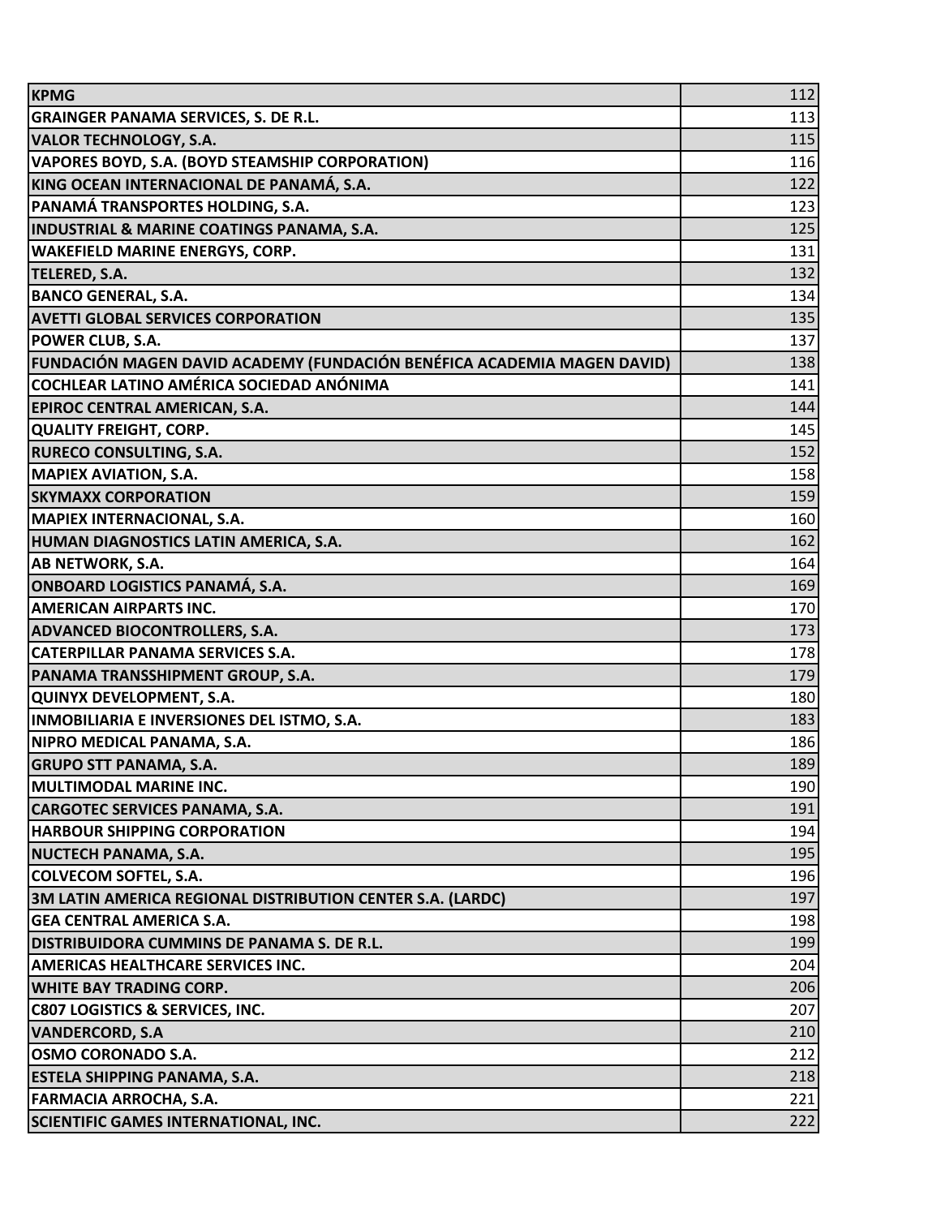| | |
|---|---|
| KPMG | 112 |
| GRAINGER PANAMA SERVICES, S. DE R.L. | 113 |
| VALOR TECHNOLOGY, S.A. | 115 |
| VAPORES BOYD, S.A. (BOYD STEAMSHIP CORPORATION) | 116 |
| KING OCEAN INTERNACIONAL DE PANAMÁ, S.A. | 122 |
| PANAMÁ TRANSPORTES HOLDING, S.A. | 123 |
| INDUSTRIAL & MARINE COATINGS PANAMA, S.A. | 125 |
| WAKEFIELD MARINE ENERGYS, CORP. | 131 |
| TELERED, S.A. | 132 |
| BANCO GENERAL, S.A. | 134 |
| AVETTI GLOBAL SERVICES CORPORATION | 135 |
| POWER CLUB, S.A. | 137 |
| FUNDACIÓN MAGEN DAVID ACADEMY (FUNDACIÓN BENÉFICA ACADEMIA MAGEN DAVID) | 138 |
| COCHLEAR LATINO AMÉRICA SOCIEDAD ANÓNIMA | 141 |
| EPIROC CENTRAL AMERICAN, S.A. | 144 |
| QUALITY FREIGHT, CORP. | 145 |
| RURECO CONSULTING, S.A. | 152 |
| MAPIEX AVIATION, S.A. | 158 |
| SKYMAXX CORPORATION | 159 |
| MAPIEX INTERNACIONAL, S.A. | 160 |
| HUMAN DIAGNOSTICS LATIN AMERICA, S.A. | 162 |
| AB NETWORK, S.A. | 164 |
| ONBOARD LOGISTICS PANAMÁ, S.A. | 169 |
| AMERICAN AIRPARTS INC. | 170 |
| ADVANCED BIOCONTROLLERS, S.A. | 173 |
| CATERPILLAR PANAMA SERVICES S.A. | 178 |
| PANAMA TRANSSHIPMENT GROUP, S.A. | 179 |
| QUINYX DEVELOPMENT, S.A. | 180 |
| INMOBILIARIA E INVERSIONES DEL ISTMO, S.A. | 183 |
| NIPRO MEDICAL PANAMA, S.A. | 186 |
| GRUPO STT PANAMA, S.A. | 189 |
| MULTIMODAL MARINE INC. | 190 |
| CARGOTEC SERVICES PANAMA, S.A. | 191 |
| HARBOUR SHIPPING CORPORATION | 194 |
| NUCTECH PANAMA, S.A. | 195 |
| COLVECOM SOFTEL, S.A. | 196 |
| 3M LATIN AMERICA REGIONAL DISTRIBUTION CENTER S.A. (LARDC) | 197 |
| GEA CENTRAL AMERICA S.A. | 198 |
| DISTRIBUIDORA CUMMINS DE PANAMA S. DE R.L. | 199 |
| AMERICAS HEALTHCARE SERVICES INC. | 204 |
| WHITE BAY TRADING CORP. | 206 |
| C807 LOGISTICS & SERVICES, INC. | 207 |
| VANDERCORD, S.A | 210 |
| OSMO CORONADO S.A. | 212 |
| ESTELA SHIPPING PANAMA, S.A. | 218 |
| FARMACIA ARROCHA, S.A. | 221 |
| SCIENTIFIC GAMES INTERNATIONAL, INC. | 222 |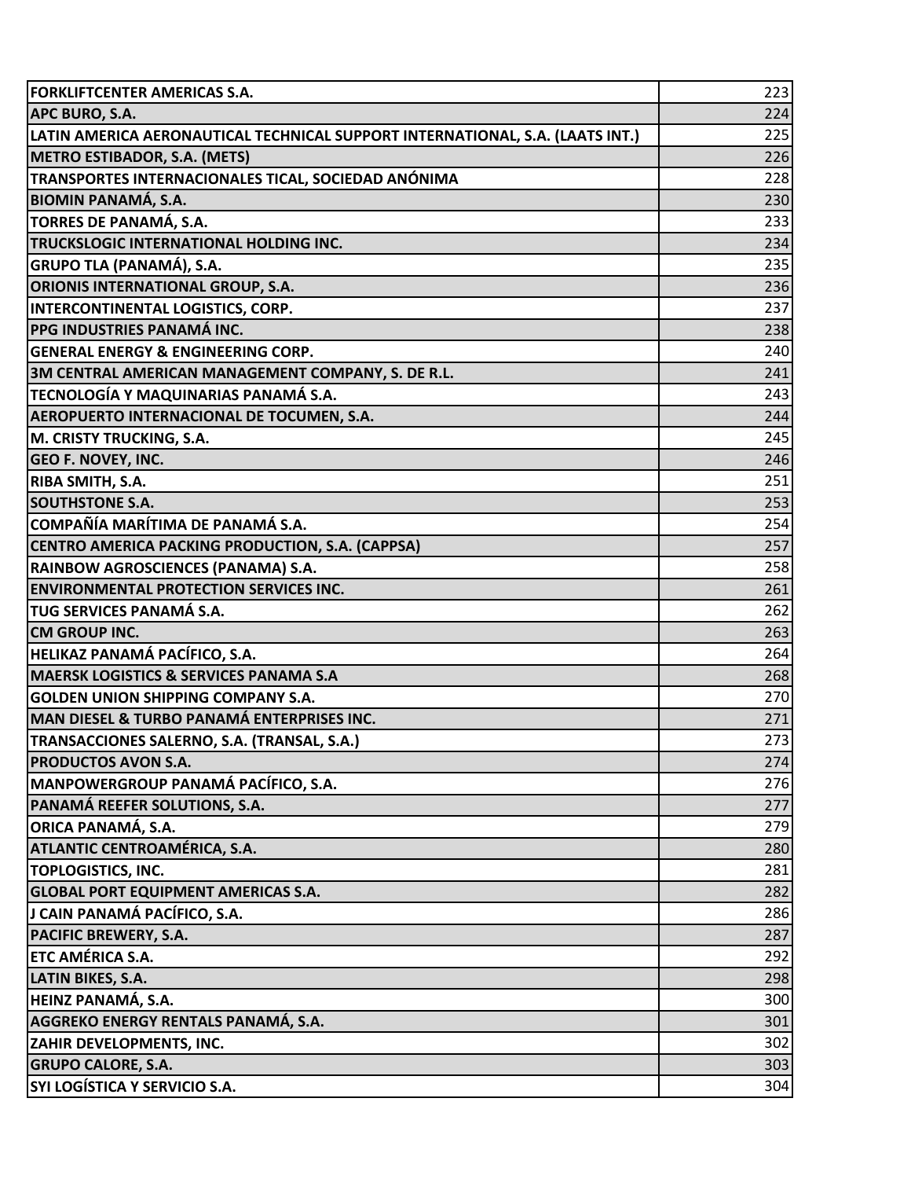| | |
|---|---|
| FORKLIFTCENTER AMERICAS S.A. | 223 |
| APC BURO, S.A. | 224 |
| LATIN AMERICA AERONAUTICAL TECHNICAL SUPPORT INTERNATIONAL, S.A. (LAATS INT.) | 225 |
| METRO ESTIBADOR, S.A. (METS) | 226 |
| TRANSPORTES INTERNACIONALES TICAL, SOCIEDAD ANÓNIMA | 228 |
| BIOMIN PANAMÁ, S.A. | 230 |
| TORRES DE PANAMÁ, S.A. | 233 |
| TRUCKSLOGIC INTERNATIONAL HOLDING INC. | 234 |
| GRUPO TLA (PANAMÁ), S.A. | 235 |
| ORIONIS INTERNATIONAL GROUP, S.A. | 236 |
| INTERCONTINENTAL LOGISTICS, CORP. | 237 |
| PPG INDUSTRIES PANAMÁ INC. | 238 |
| GENERAL ENERGY & ENGINEERING CORP. | 240 |
| 3M CENTRAL AMERICAN MANAGEMENT COMPANY, S. DE R.L. | 241 |
| TECNOLOGÍA Y MAQUINARIAS PANAMÁ S.A. | 243 |
| AEROPUERTO INTERNACIONAL DE TOCUMEN, S.A. | 244 |
| M. CRISTY TRUCKING, S.A. | 245 |
| GEO F. NOVEY, INC. | 246 |
| RIBA SMITH, S.A. | 251 |
| SOUTHSTONE S.A. | 253 |
| COMPAÑÍA MARÍTIMA DE PANAMÁ S.A. | 254 |
| CENTRO AMERICA PACKING PRODUCTION, S.A. (CAPPSA) | 257 |
| RAINBOW AGROSCIENCES (PANAMA) S.A. | 258 |
| ENVIRONMENTAL PROTECTION SERVICES INC. | 261 |
| TUG SERVICES PANAMÁ S.A. | 262 |
| CM GROUP INC. | 263 |
| HELIKAZ PANAMÁ PACÍFICO, S.A. | 264 |
| MAERSK LOGISTICS & SERVICES PANAMA S.A | 268 |
| GOLDEN UNION SHIPPING COMPANY S.A. | 270 |
| MAN DIESEL & TURBO PANAMÁ ENTERPRISES INC. | 271 |
| TRANSACCIONES SALERNO, S.A. (TRANSAL, S.A.) | 273 |
| PRODUCTOS AVON S.A. | 274 |
| MANPOWERGROUP PANAMÁ PACÍFICO, S.A. | 276 |
| PANAMÁ REEFER SOLUTIONS, S.A. | 277 |
| ORICA PANAMÁ, S.A. | 279 |
| ATLANTIC CENTROAMÉRICA, S.A. | 280 |
| TOPLOGISTICS, INC. | 281 |
| GLOBAL PORT EQUIPMENT AMERICAS S.A. | 282 |
| J CAIN PANAMÁ PACÍFICO, S.A. | 286 |
| PACIFIC BREWERY, S.A. | 287 |
| ETC AMÉRICA S.A. | 292 |
| LATIN BIKES, S.A. | 298 |
| HEINZ PANAMÁ, S.A. | 300 |
| AGGREKO ENERGY RENTALS PANAMÁ, S.A. | 301 |
| ZAHIR DEVELOPMENTS, INC. | 302 |
| GRUPO CALORE, S.A. | 303 |
| SYI LOGÍSTICA Y SERVICIO S.A. | 304 |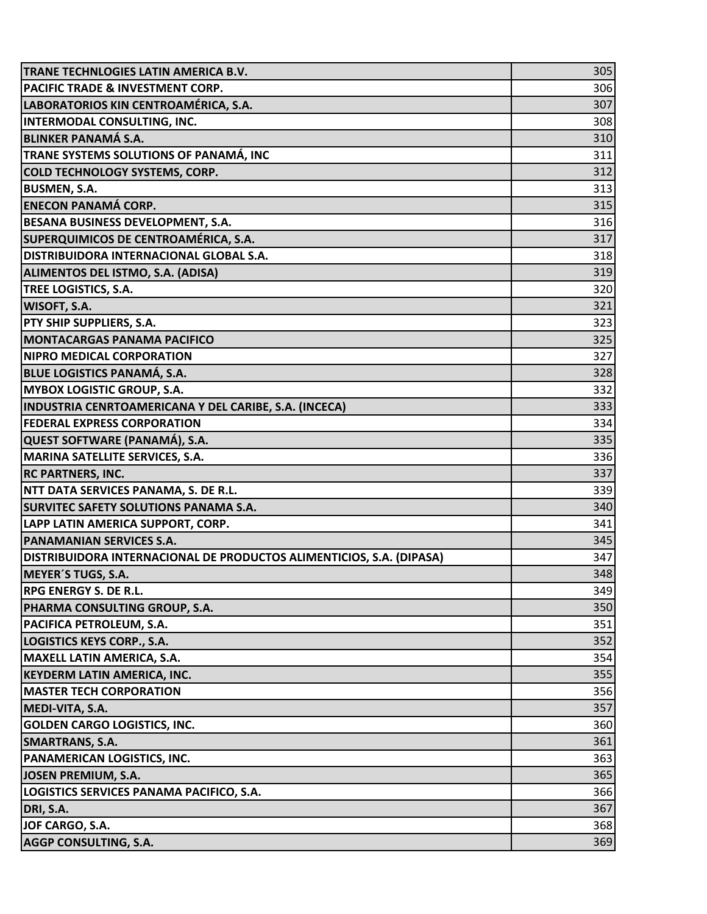| | |
|---|---|
| TRANE TECHNLOGIES LATIN AMERICA B.V. | 305 |
| PACIFIC TRADE & INVESTMENT CORP. | 306 |
| LABORATORIOS KIN CENTROAMÉRICA, S.A. | 307 |
| INTERMODAL CONSULTING, INC. | 308 |
| BLINKER PANAMÁ S.A. | 310 |
| TRANE SYSTEMS SOLUTIONS OF PANAMÁ, INC | 311 |
| COLD TECHNOLOGY SYSTEMS, CORP. | 312 |
| BUSMEN, S.A. | 313 |
| ENECON PANAMÁ CORP. | 315 |
| BESANA BUSINESS DEVELOPMENT, S.A. | 316 |
| SUPERQUIMICOS DE CENTROAMÉRICA, S.A. | 317 |
| DISTRIBUIDORA INTERNACIONAL GLOBAL S.A. | 318 |
| ALIMENTOS DEL ISTMO, S.A. (ADISA) | 319 |
| TREE LOGISTICS, S.A. | 320 |
| WISOFT, S.A. | 321 |
| PTY SHIP SUPPLIERS, S.A. | 323 |
| MONTACARGAS PANAMA PACIFICO | 325 |
| NIPRO MEDICAL CORPORATION | 327 |
| BLUE LOGISTICS PANAMÁ, S.A. | 328 |
| MYBOX LOGISTIC GROUP, S.A. | 332 |
| INDUSTRIA CENRTOAMERICANA Y DEL CARIBE, S.A. (INCECA) | 333 |
| FEDERAL EXPRESS CORPORATION | 334 |
| QUEST SOFTWARE (PANAMÁ), S.A. | 335 |
| MARINA SATELLITE SERVICES, S.A. | 336 |
| RC PARTNERS, INC. | 337 |
| NTT DATA SERVICES PANAMA, S. DE R.L. | 339 |
| SURVITEC SAFETY SOLUTIONS PANAMA S.A. | 340 |
| LAPP LATIN AMERICA SUPPORT, CORP. | 341 |
| PANAMANIAN SERVICES S.A. | 345 |
| DISTRIBUIDORA INTERNACIONAL DE PRODUCTOS ALIMENTICIOS, S.A. (DIPASA) | 347 |
| MEYER´S TUGS, S.A. | 348 |
| RPG ENERGY S. DE R.L. | 349 |
| PHARMA CONSULTING GROUP, S.A. | 350 |
| PACIFICA PETROLEUM, S.A. | 351 |
| LOGISTICS KEYS CORP., S.A. | 352 |
| MAXELL LATIN AMERICA, S.A. | 354 |
| KEYDERM LATIN AMERICA, INC. | 355 |
| MASTER TECH CORPORATION | 356 |
| MEDI-VITA, S.A. | 357 |
| GOLDEN CARGO LOGISTICS, INC. | 360 |
| SMARTRANS, S.A. | 361 |
| PANAMERICAN LOGISTICS, INC. | 363 |
| JOSEN PREMIUM, S.A. | 365 |
| LOGISTICS SERVICES PANAMA PACIFICO, S.A. | 366 |
| DRI, S.A. | 367 |
| JOF CARGO, S.A. | 368 |
| AGGP CONSULTING, S.A. | 369 |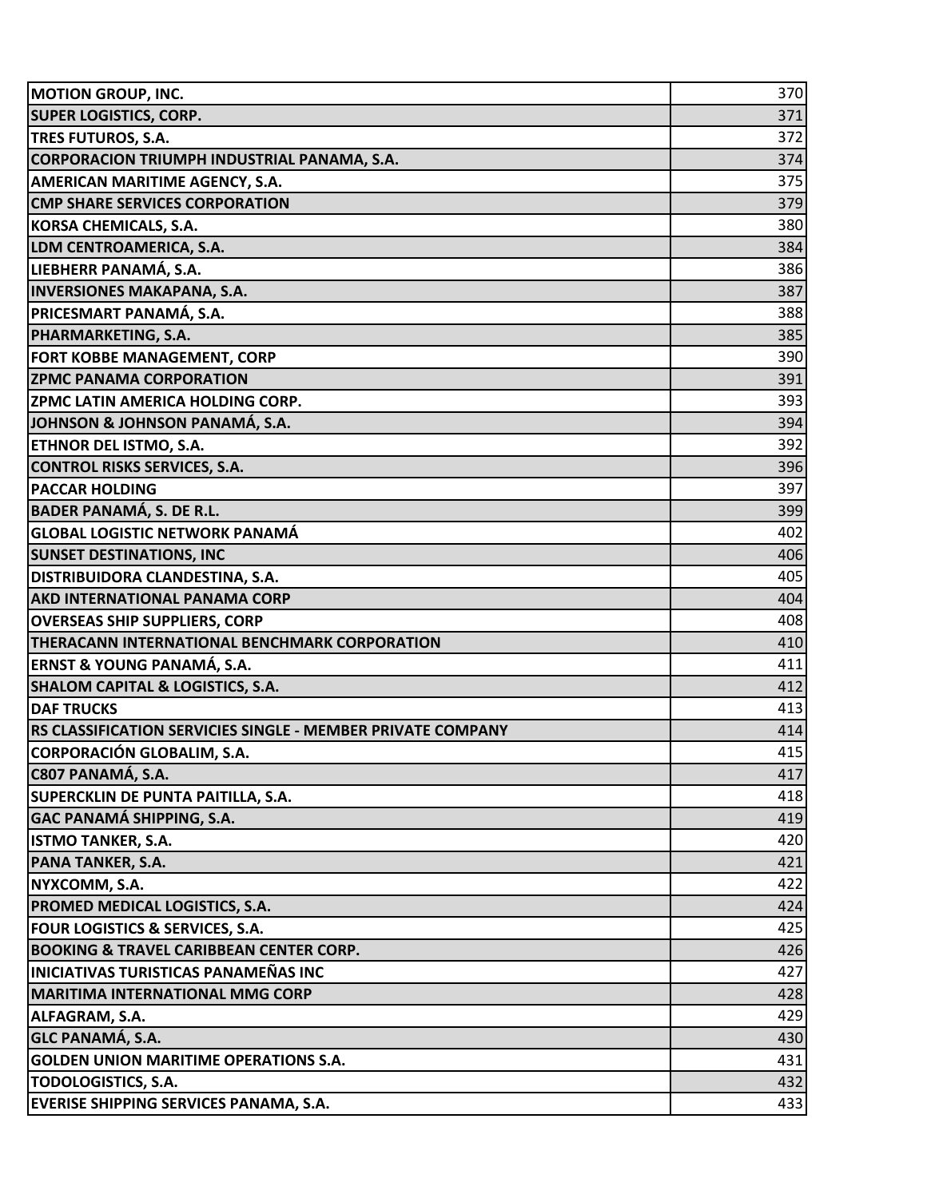| | |
|---|---|
| MOTION GROUP, INC. | 370 |
| SUPER LOGISTICS, CORP. | 371 |
| TRES FUTUROS, S.A. | 372 |
| CORPORACION TRIUMPH INDUSTRIAL PANAMA, S.A. | 374 |
| AMERICAN MARITIME AGENCY, S.A. | 375 |
| CMP SHARE SERVICES CORPORATION | 379 |
| KORSA CHEMICALS, S.A. | 380 |
| LDM CENTROAMERICA, S.A. | 384 |
| LIEBHERR PANAMÁ, S.A. | 386 |
| INVERSIONES MAKAPANA, S.A. | 387 |
| PRICESMART PANAMÁ, S.A. | 388 |
| PHARMARKETING, S.A. | 385 |
| FORT KOBBE MANAGEMENT, CORP | 390 |
| ZPMC PANAMA CORPORATION | 391 |
| ZPMC LATIN AMERICA HOLDING CORP. | 393 |
| JOHNSON & JOHNSON PANAMÁ, S.A. | 394 |
| ETHNOR DEL ISTMO, S.A. | 392 |
| CONTROL RISKS SERVICES, S.A. | 396 |
| PACCAR HOLDING | 397 |
| BADER PANAMÁ, S. DE R.L. | 399 |
| GLOBAL LOGISTIC NETWORK PANAMÁ | 402 |
| SUNSET DESTINATIONS, INC | 406 |
| DISTRIBUIDORA CLANDESTINA, S.A. | 405 |
| AKD INTERNATIONAL PANAMA CORP | 404 |
| OVERSEAS SHIP SUPPLIERS, CORP | 408 |
| THERACANN INTERNATIONAL BENCHMARK CORPORATION | 410 |
| ERNST & YOUNG PANAMÁ, S.A. | 411 |
| SHALOM CAPITAL & LOGISTICS, S.A. | 412 |
| DAF TRUCKS | 413 |
| RS CLASSIFICATION SERVICIES SINGLE - MEMBER PRIVATE COMPANY | 414 |
| CORPORACIÓN GLOBALIM, S.A. | 415 |
| C807 PANAMÁ, S.A. | 417 |
| SUPERCKLIN DE PUNTA PAITILLA, S.A. | 418 |
| GAC PANAMÁ SHIPPING, S.A. | 419 |
| ISTMO TANKER, S.A. | 420 |
| PANA TANKER, S.A. | 421 |
| NYXCOMM, S.A. | 422 |
| PROMED MEDICAL LOGISTICS, S.A. | 424 |
| FOUR LOGISTICS & SERVICES, S.A. | 425 |
| BOOKING & TRAVEL CARIBBEAN CENTER CORP. | 426 |
| INICIATIVAS TURISTICAS PANAMEÑAS INC | 427 |
| MARITIMA INTERNATIONAL MMG CORP | 428 |
| ALFAGRAM, S.A. | 429 |
| GLC PANAMÁ, S.A. | 430 |
| GOLDEN UNION MARITIME OPERATIONS S.A. | 431 |
| TODOLOGISTICS, S.A. | 432 |
| EVERISE SHIPPING SERVICES PANAMA, S.A. | 433 |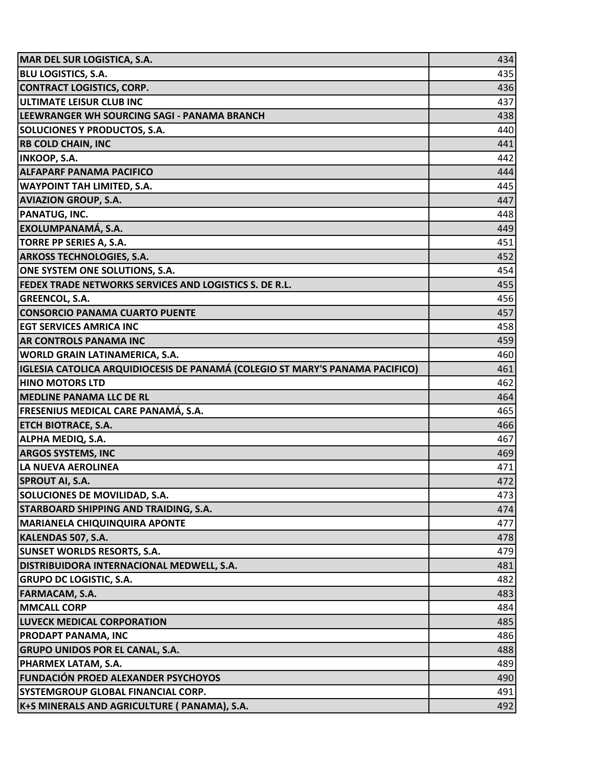| | |
|---|---|
| MAR DEL SUR LOGISTICA, S.A. | 434 |
| BLU LOGISTICS, S.A. | 435 |
| CONTRACT LOGISTICS, CORP. | 436 |
| ULTIMATE LEISUR CLUB INC | 437 |
| LEEWRANGER WH SOURCING SAGI - PANAMA BRANCH | 438 |
| SOLUCIONES Y PRODUCTOS, S.A. | 440 |
| RB COLD CHAIN, INC | 441 |
| INKOOP, S.A. | 442 |
| ALFAPARF PANAMA PACIFICO | 444 |
| WAYPOINT TAH LIMITED, S.A. | 445 |
| AVIAZION GROUP, S.A. | 447 |
| PANATUG, INC. | 448 |
| EXOLUMPANAMÁ, S.A. | 449 |
| TORRE PP SERIES A, S.A. | 451 |
| ARKOSS TECHNOLOGIES, S.A. | 452 |
| ONE SYSTEM ONE SOLUTIONS, S.A. | 454 |
| FEDEX TRADE NETWORKS SERVICES AND LOGISTICS S. DE R.L. | 455 |
| GREENCOL, S.A. | 456 |
| CONSORCIO PANAMA CUARTO PUENTE | 457 |
| EGT SERVICES AMRICA INC | 458 |
| AR CONTROLS PANAMA INC | 459 |
| WORLD GRAIN LATINAMERICA, S.A. | 460 |
| IGLESIA CATOLICA ARQUIDIOCESIS DE PANAMÁ (COLEGIO ST MARY'S PANAMA PACIFICO) | 461 |
| HINO MOTORS LTD | 462 |
| MEDLINE PANAMA LLC DE RL | 464 |
| FRESENIUS MEDICAL CARE PANAMÁ, S.A. | 465 |
| ETCH BIOTRACE, S.A. | 466 |
| ALPHA MEDIQ, S.A. | 467 |
| ARGOS SYSTEMS, INC | 469 |
| LA NUEVA AEROLINEA | 471 |
| SPROUT AI, S.A. | 472 |
| SOLUCIONES DE MOVILIDAD, S.A. | 473 |
| STARBOARD SHIPPING AND TRAIDING, S.A. | 474 |
| MARIANELA CHIQUINQUIRA APONTE | 477 |
| KALENDAS 507, S.A. | 478 |
| SUNSET WORLDS RESORTS, S.A. | 479 |
| DISTRIBUIDORA INTERNACIONAL MEDWELL, S.A. | 481 |
| GRUPO DC LOGISTIC, S.A. | 482 |
| FARMACAM, S.A. | 483 |
| MMCALL CORP | 484 |
| LUVECK MEDICAL CORPORATION | 485 |
| PRODAPT PANAMA, INC | 486 |
| GRUPO UNIDOS POR EL CANAL, S.A. | 488 |
| PHARMEX LATAM, S.A. | 489 |
| FUNDACIÓN PROED ALEXANDER PSYCHOYOS | 490 |
| SYSTEMGROUP GLOBAL FINANCIAL CORP. | 491 |
| K+S MINERALS AND AGRICULTURE ( PANAMA), S.A. | 492 |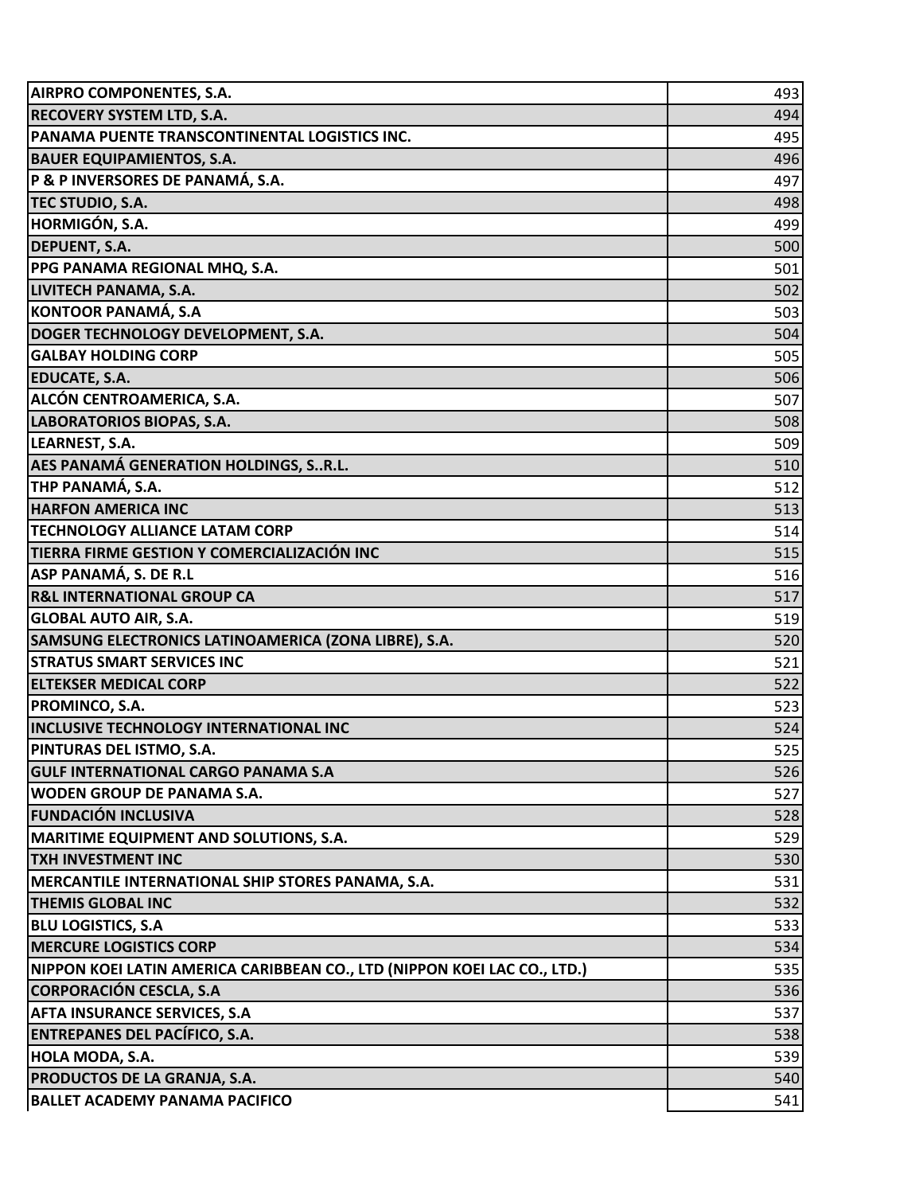| | |
|---|---|
| AIRPRO COMPONENTES, S.A. | 493 |
| RECOVERY SYSTEM LTD, S.A. | 494 |
| PANAMA PUENTE TRANSCONTINENTAL LOGISTICS INC. | 495 |
| BAUER EQUIPAMIENTOS, S.A. | 496 |
| P & P INVERSORES DE PANAMÁ, S.A. | 497 |
| TEC STUDIO, S.A. | 498 |
| HORMIGÓN, S.A. | 499 |
| DEPUENT, S.A. | 500 |
| PPG PANAMA REGIONAL MHQ, S.A. | 501 |
| LIVITECH PANAMA, S.A. | 502 |
| KONTOOR PANAMÁ, S.A | 503 |
| DOGER TECHNOLOGY DEVELOPMENT, S.A. | 504 |
| GALBAY HOLDING CORP | 505 |
| EDUCATE, S.A. | 506 |
| ALCÓN CENTROAMERICA, S.A. | 507 |
| LABORATORIOS BIOPAS, S.A. | 508 |
| LEARNEST, S.A. | 509 |
| AES PANAMÁ GENERATION HOLDINGS, S..R.L. | 510 |
| THP PANAMÁ, S.A. | 512 |
| HARFON AMERICA INC | 513 |
| TECHNOLOGY ALLIANCE LATAM CORP | 514 |
| TIERRA FIRME GESTION Y COMERCIALIZACIÓN INC | 515 |
| ASP PANAMÁ, S. DE R.L | 516 |
| R&L INTERNATIONAL GROUP CA | 517 |
| GLOBAL AUTO AIR, S.A. | 519 |
| SAMSUNG ELECTRONICS LATINOAMERICA (ZONA LIBRE), S.A. | 520 |
| STRATUS SMART SERVICES INC | 521 |
| ELTEKSER MEDICAL CORP | 522 |
| PROMINCO, S.A. | 523 |
| INCLUSIVE TECHNOLOGY INTERNATIONAL INC | 524 |
| PINTURAS DEL ISTMO, S.A. | 525 |
| GULF INTERNATIONAL CARGO PANAMA S.A | 526 |
| WODEN GROUP DE PANAMA S.A. | 527 |
| FUNDACIÓN INCLUSIVA | 528 |
| MARITIME EQUIPMENT AND SOLUTIONS, S.A. | 529 |
| TXH INVESTMENT INC | 530 |
| MERCANTILE INTERNATIONAL SHIP STORES PANAMA, S.A. | 531 |
| THEMIS GLOBAL INC | 532 |
| BLU LOGISTICS, S.A | 533 |
| MERCURE LOGISTICS CORP | 534 |
| NIPPON KOEI LATIN AMERICA CARIBBEAN CO., LTD (NIPPON KOEI LAC CO., LTD.) | 535 |
| CORPORACIÓN CESCLA, S.A | 536 |
| AFTA INSURANCE SERVICES, S.A | 537 |
| ENTREPANES DEL PACÍFICO, S.A. | 538 |
| HOLA MODA, S.A. | 539 |
| PRODUCTOS DE LA GRANJA, S.A. | 540 |
| BALLET ACADEMY PANAMA PACIFICO | 541 |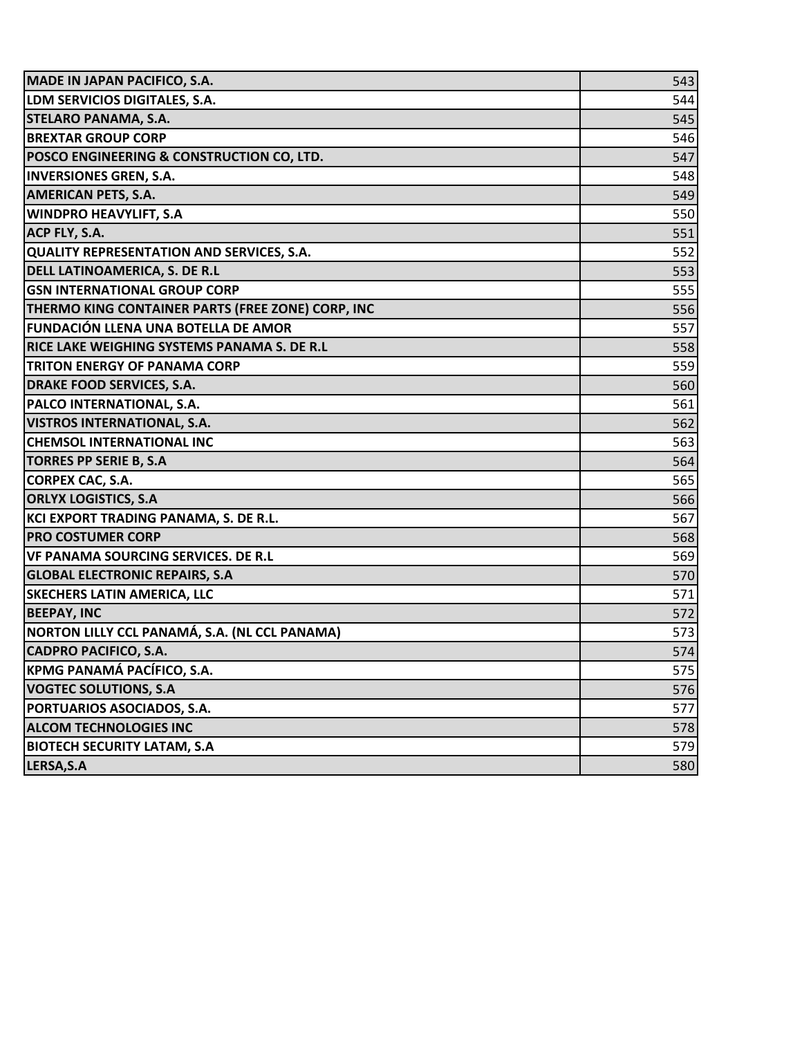| | |
|---|---|
| MADE IN JAPAN PACIFICO, S.A. | 543 |
| LDM SERVICIOS DIGITALES, S.A. | 544 |
| STELARO PANAMA, S.A. | 545 |
| BREXTAR GROUP CORP | 546 |
| POSCO ENGINEERING & CONSTRUCTION CO, LTD. | 547 |
| INVERSIONES GREN, S.A. | 548 |
| AMERICAN PETS, S.A. | 549 |
| WINDPRO HEAVYLIFT, S.A | 550 |
| ACP FLY, S.A. | 551 |
| QUALITY REPRESENTATION AND SERVICES, S.A. | 552 |
| DELL LATINOAMERICA, S. DE R.L | 553 |
| GSN INTERNATIONAL GROUP CORP | 555 |
| THERMO KING CONTAINER PARTS (FREE ZONE) CORP, INC | 556 |
| FUNDACIÓN LLENA UNA BOTELLA DE AMOR | 557 |
| RICE LAKE WEIGHING SYSTEMS PANAMA S. DE R.L | 558 |
| TRITON ENERGY OF PANAMA CORP | 559 |
| DRAKE FOOD SERVICES, S.A. | 560 |
| PALCO INTERNATIONAL, S.A. | 561 |
| VISTROS INTERNATIONAL, S.A. | 562 |
| CHEMSOL INTERNATIONAL INC | 563 |
| TORRES PP SERIE B, S.A | 564 |
| CORPEX CAC, S.A. | 565 |
| ORLYX LOGISTICS, S.A | 566 |
| KCI EXPORT TRADING PANAMA, S. DE R.L. | 567 |
| PRO COSTUMER CORP | 568 |
| VF PANAMA SOURCING SERVICES. DE R.L | 569 |
| GLOBAL ELECTRONIC REPAIRS, S.A | 570 |
| SKECHERS LATIN AMERICA, LLC | 571 |
| BEEPAY, INC | 572 |
| NORTON LILLY CCL PANAMÁ, S.A. (NL CCL PANAMA) | 573 |
| CADPRO PACIFICO, S.A. | 574 |
| KPMG PANAMÁ PACÍFICO, S.A. | 575 |
| VOGTEC SOLUTIONS, S.A | 576 |
| PORTUARIOS ASOCIADOS, S.A. | 577 |
| ALCOM TECHNOLOGIES INC | 578 |
| BIOTECH SECURITY LATAM, S.A | 579 |
| LERSA,S.A | 580 |